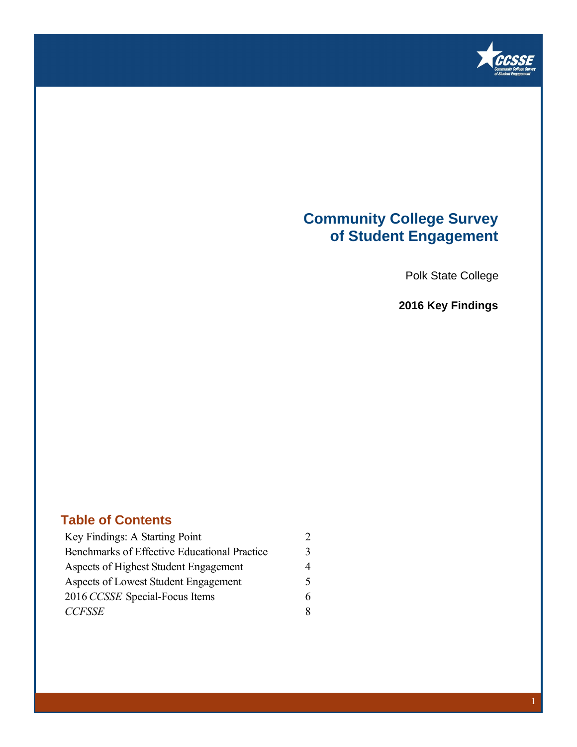# Community College Survey of Student Engagement

Polk State College

**2016 Key Findings**

## Table of Contents

| | |
|---|---|
| Key Findings: A Starting Point | 2 |
| Benchmarks of Effective Educational Practice | 3 |
| Aspects of Highest Student Engagement | 4 |
| Aspects of Lowest Student Engagement | 5 |
| 2016 *CCSSE* Special-Focus Items | 6 |
| *CCFSSE* | 8 |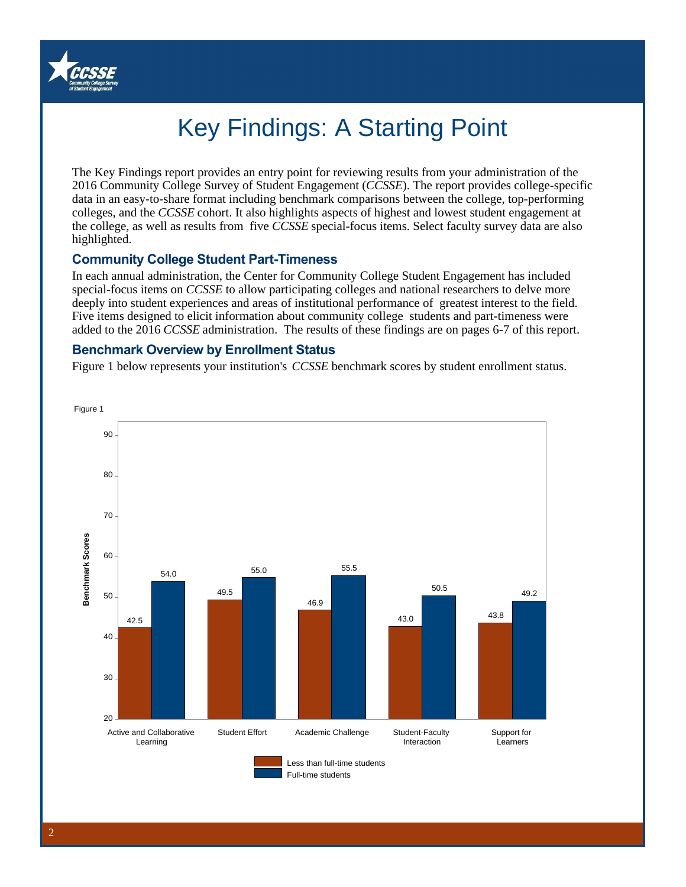# Key Findings: A Starting Point

The Key Findings report provides an entry point for reviewing results from your administration of the 2016 Community College Survey of Student Engagement (*CCSSE*). The report provides college-specific data in an easy-to-share format including benchmark comparisons between the college, top-performing colleges, and the *CCSSE* cohort. It also highlights aspects of highest and lowest student engagement at the college, as well as results from five *CCSSE* special-focus items. Select faculty survey data are also highlighted.

### Community College Student Part-Timeness

In each annual administration, the Center for Community College Student Engagement has included special-focus items on *CCSSE* to allow participating colleges and national researchers to delve more deeply into student experiences and areas of institutional performance of greatest interest to the field. Five items designed to elicit information about community college students and part-timeness were added to the 2016 *CCSSE* administration. The results of these findings are on pages 6-7 of this report.

### Benchmark Overview by Enrollment Status

Figure 1 below represents your institution's *CCSSE* benchmark scores by student enrollment status.

Figure 1

| Benchmark | Less than full-time students | Full-time students |
|---|---|---|
| Active and Collaborative Learning | 42.5 | 54.0 |
| Student Effort | 49.5 | 55.0 |
| Academic Challenge | 46.9 | 55.5 |
| Student-Faculty Interaction | 43.0 | 50.5 |
| Support for Learners | 43.8 | 49.2 |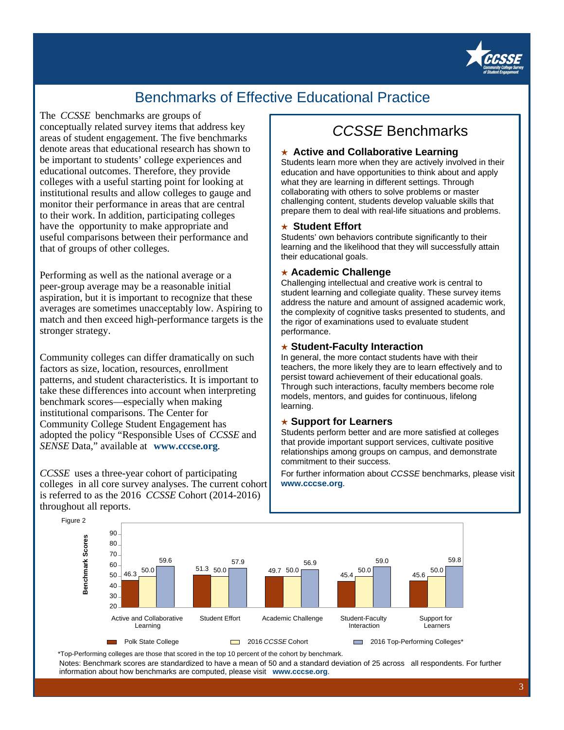# Benchmarks of Effective Educational Practice

The *CCSSE* benchmarks are groups of conceptually related survey items that address key areas of student engagement. The five benchmarks denote areas that educational research has shown to be important to students' college experiences and educational outcomes. Therefore, they provide colleges with a useful starting point for looking at institutional results and allow colleges to gauge and monitor their performance in areas that are central to their work. In addition, participating colleges have the opportunity to make appropriate and useful comparisons between their performance and that of groups of other colleges.

Performing as well as the national average or a peer-group average may be a reasonable initial aspiration, but it is important to recognize that these averages are sometimes unacceptably low. Aspiring to match and then exceed high-performance targets is the stronger strategy.

Community colleges can differ dramatically on such factors as size, location, resources, enrollment patterns, and student characteristics. It is important to take these differences into account when interpreting benchmark scores—especially when making institutional comparisons. The Center for Community College Student Engagement has adopted the policy "Responsible Uses of *CCSSE* and *SENSE* Data," available at **www.cccse.org**.

*CCSSE* uses a three-year cohort of participating colleges in all core survey analyses. The current cohort is referred to as the 2016 *CCSSE* Cohort (2014-2016) throughout all reports.

## *CCSSE* Benchmarks

### ★ Active and Collaborative Learning

Students learn more when they are actively involved in their education and have opportunities to think about and apply what they are learning in different settings. Through collaborating with others to solve problems or master challenging content, students develop valuable skills that prepare them to deal with real-life situations and problems.

### ★ Student Effort

Students' own behaviors contribute significantly to their learning and the likelihood that they will successfully attain their educational goals.

### ★ Academic Challenge

Challenging intellectual and creative work is central to student learning and collegiate quality. These survey items address the nature and amount of assigned academic work, the complexity of cognitive tasks presented to students, and the rigor of examinations used to evaluate student performance.

### ★ Student-Faculty Interaction

In general, the more contact students have with their teachers, the more likely they are to learn effectively and to persist toward achievement of their educational goals. Through such interactions, faculty members become role models, mentors, and guides for continuous, lifelong learning.

### ★ Support for Learners

Students perform better and are more satisfied at colleges that provide important support services, cultivate positive relationships among groups on campus, and demonstrate commitment to their success.

For further information about *CCSSE* benchmarks, please visit **www.cccse.org**.

Figure 2

| Benchmark Scores | Polk State College | 2016 *CCSSE* Cohort | 2016 Top-Performing Colleges* |
|---|---|---|---|
| Active and Collaborative Learning | 46.3 | 50.0 | 59.6 |
| Student Effort | 51.3 | 50.0 | 57.9 |
| Academic Challenge | 49.7 | 50.0 | 56.9 |
| Student-Faculty Interaction | 45.4 | 50.0 | 59.0 |
| Support for Learners | 45.6 | 50.0 | 59.8 |

*Top-Performing colleges are those that scored in the top 10 percent of the cohort by benchmark.

Notes: Benchmark scores are standardized to have a mean of 50 and a standard deviation of 25 across all respondents. For further information about how benchmarks are computed, please visit **www.cccse.org**.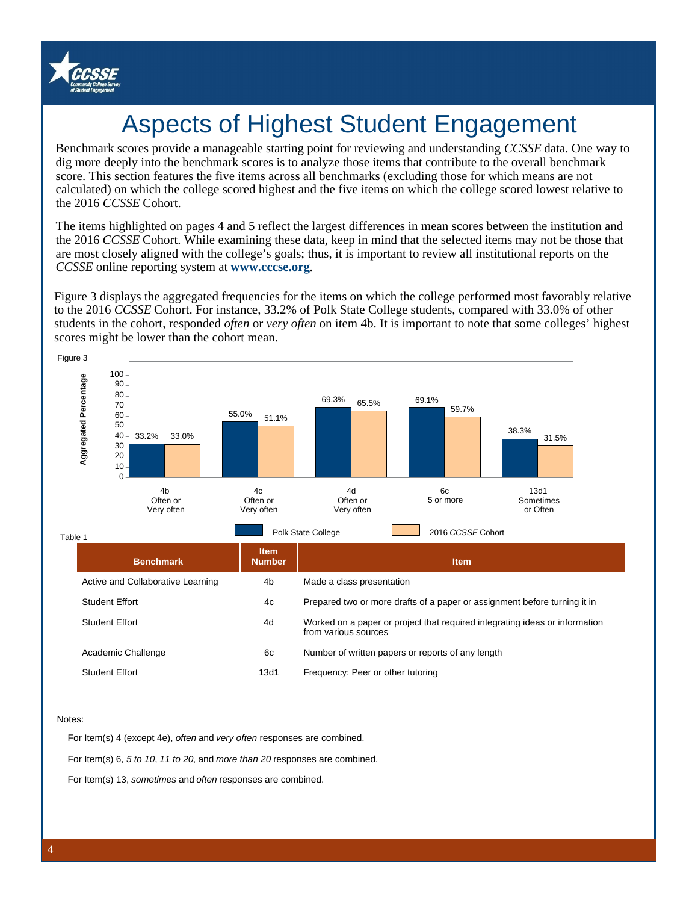# Aspects of Highest Student Engagement

Benchmark scores provide a manageable starting point for reviewing and understanding *CCSSE* data. One way to dig more deeply into the benchmark scores is to analyze those items that contribute to the overall benchmark score. This section features the five items across all benchmarks (excluding those for which means are not calculated) on which the college scored highest and the five items on which the college scored lowest relative to the 2016 *CCSSE* Cohort.

The items highlighted on pages 4 and 5 reflect the largest differences in mean scores between the institution and the 2016 *CCSSE* Cohort. While examining these data, keep in mind that the selected items may not be those that are most closely aligned with the college's goals; thus, it is important to review all institutional reports on the *CCSSE* online reporting system at **www.cccse.org**.

Figure 3 displays the aggregated frequencies for the items on which the college performed most favorably relative to the 2016 *CCSSE* Cohort. For instance, 33.2% of Polk State College students, compared with 33.0% of other students in the cohort, responded *often* or *very often* on item 4b. It is important to note that some colleges' highest scores might be lower than the cohort mean.

Figure 3

Aggregated Percentage

| Item | Polk State College | 2016 *CCSSE* Cohort |
|---|---|---|
| 4b Often or Very often | 33.2% | 33.0% |
| 4c Often or Very often | 55.0% | 51.1% |
| 4d Often or Very often | 69.3% | 65.5% |
| 6c 5 or more | 69.1% | 59.7% |
| 13d1 Sometimes or Often | 38.3% | 31.5% |

Table 1

| Benchmark | Item Number | Item |
|---|---|---|
| Active and Collaborative Learning | 4b | Made a class presentation |
| Student Effort | 4c | Prepared two or more drafts of a paper or assignment before turning it in |
| Student Effort | 4d | Worked on a paper or project that required integrating ideas or information from various sources |
| Academic Challenge | 6c | Number of written papers or reports of any length |
| Student Effort | 13d1 | Frequency: Peer or other tutoring |

Notes:

For Item(s) 4 (except 4e), *often* and *very often* responses are combined.

For Item(s) 6, *5 to 10*, *11 to 20*, and *more than 20* responses are combined.

For Item(s) 13, *sometimes* and *often* responses are combined.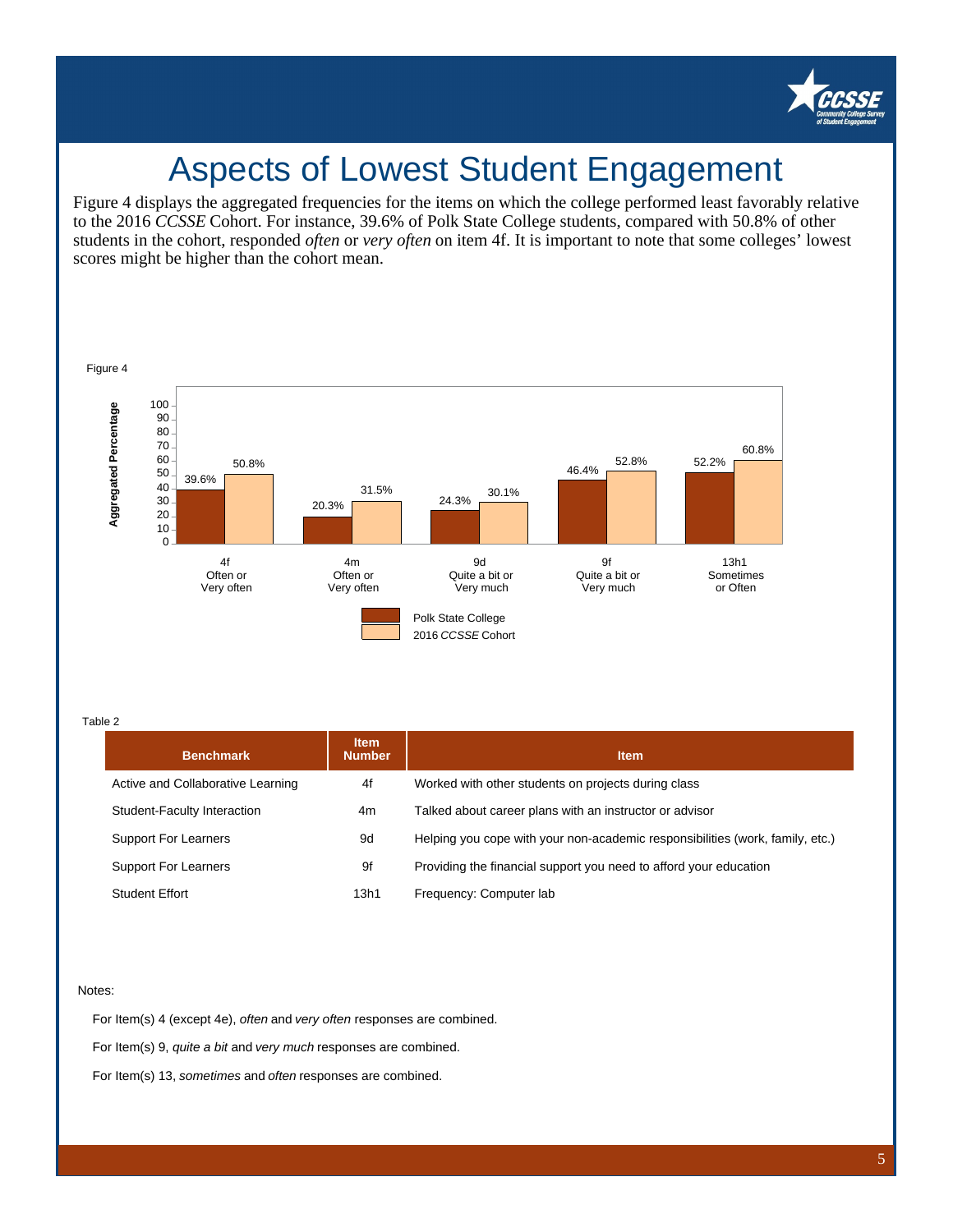# Aspects of Lowest Student Engagement

Figure 4 displays the aggregated frequencies for the items on which the college performed least favorably relative to the 2016 *CCSSE* Cohort. For instance, 39.6% of Polk State College students, compared with 50.8% of other students in the cohort, responded *often* or *very often* on item 4f. It is important to note that some colleges' lowest scores might be higher than the cohort mean.

Figure 4

| Item | Polk State College | 2016 *CCSSE* Cohort |
|---|---|---|
| 4f Often or Very often | 39.6% | 50.8% |
| 4m Often or Very often | 20.3% | 31.5% |
| 9d Quite a bit or Very much | 24.3% | 30.1% |
| 9f Quite a bit or Very much | 46.4% | 52.8% |
| 13h1 Sometimes or Often | 52.2% | 60.8% |

Table 2

| Benchmark | Item Number | Item |
|---|---|---|
| Active and Collaborative Learning | 4f | Worked with other students on projects during class |
| Student-Faculty Interaction | 4m | Talked about career plans with an instructor or advisor |
| Support For Learners | 9d | Helping you cope with your non-academic responsibilities (work, family, etc.) |
| Support For Learners | 9f | Providing the financial support you need to afford your education |
| Student Effort | 13h1 | Frequency: Computer lab |

Notes:

For Item(s) 4 (except 4e), *often* and *very often* responses are combined.

For Item(s) 9, *quite a bit* and *very much* responses are combined.

For Item(s) 13, *sometimes* and *often* responses are combined.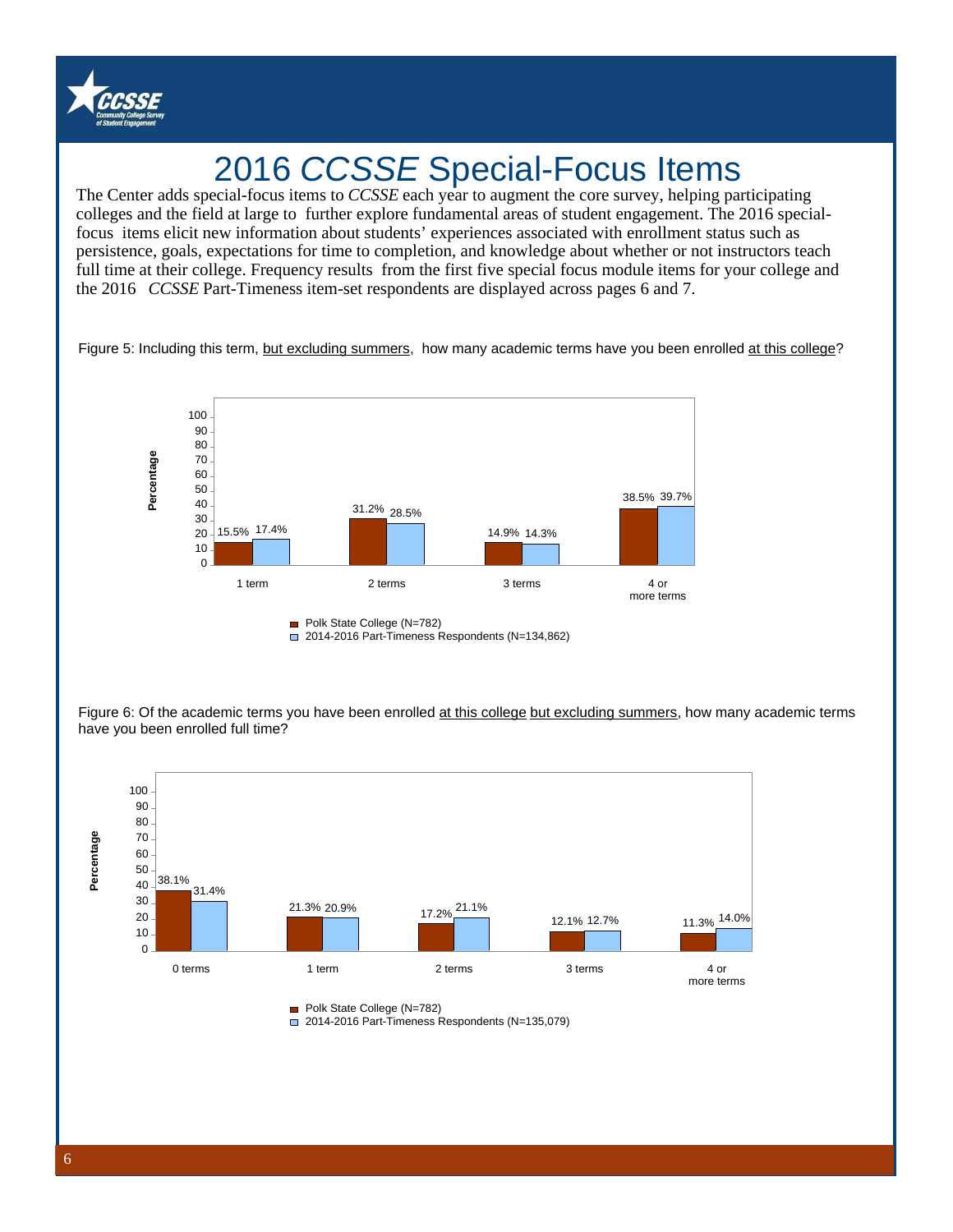# 2016 *CCSSE* Special-Focus Items

The Center adds special-focus items to *CCSSE* each year to augment the core survey, helping participating colleges and the field at large to further explore fundamental areas of student engagement. The 2016 special-focus items elicit new information about students' experiences associated with enrollment status such as persistence, goals, expectations for time to completion, and knowledge about whether or not instructors teach full time at their college. Frequency results from the first five special focus module items for your college and the 2016 *CCSSE* Part-Timeness item-set respondents are displayed across pages 6 and 7.

Figure 5: Including this term, but excluding summers, how many academic terms have you been enrolled at this college?

| | 1 term | 2 terms | 3 terms | 4 or more terms |
|---|---|---|---|---|
| Polk State College (N=782) | 15.5% | 31.2% | 14.9% | 38.5% |
| 2014-2016 Part-Timeness Respondents (N=134,862) | 17.4% | 28.5% | 14.3% | 39.7% |

Figure 6: Of the academic terms you have been enrolled at this college but excluding summers, how many academic terms have you been enrolled full time?

| | 0 terms | 1 term | 2 terms | 3 terms | 4 or more terms |
|---|---|---|---|---|---|
| Polk State College (N=782) | 38.1% | 21.3% | 17.2% | 12.1% | 11.3% |
| 2014-2016 Part-Timeness Respondents (N=135,079) | 31.4% | 20.9% | 21.1% | 12.7% | 14.0% |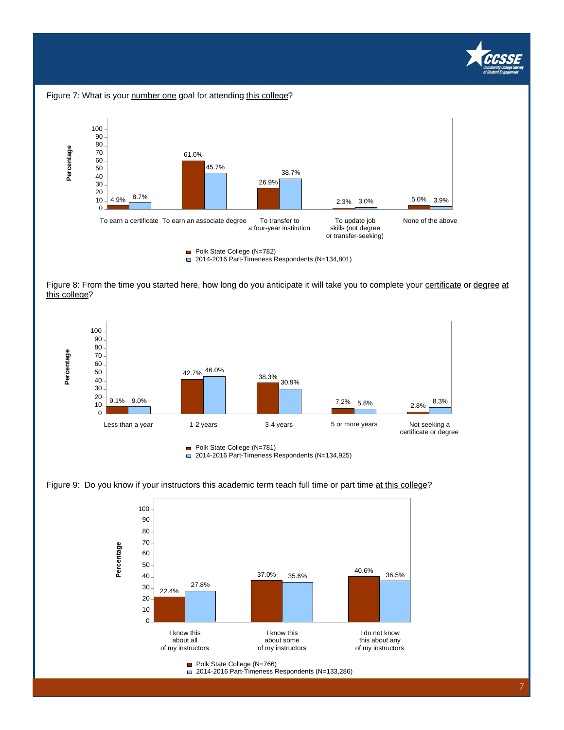Figure 7: What is your number one goal for attending this college?

| | Polk State College (N=782) | 2014-2016 Part-Timeness Respondents (N=134,801) |
|---|---|---|
| To earn a certificate | 4.9% | 8.7% |
| To earn an associate degree | 61.0% | 45.7% |
| To transfer to a four-year institution | 26.9% | 38.7% |
| To update job skills (not degree or transfer-seeking) | 2.3% | 3.0% |
| None of the above | 5.0% | 3.9% |

Figure 8: From the time you started here, how long do you anticipate it will take you to complete your certificate or degree at this college?

| | Polk State College (N=781) | 2014-2016 Part-Timeness Respondents (N=134,925) |
|---|---|---|
| Less than a year | 9.1% | 9.0% |
| 1-2 years | 42.7% | 46.0% |
| 3-4 years | 38.3% | 30.9% |
| 5 or more years | 7.2% | 5.8% |
| Not seeking a certificate or degree | 2.8% | 8.3% |

Figure 9: Do you know if your instructors this academic term teach full time or part time at this college?

| | Polk State College (N=766) | 2014-2016 Part-Timeness Respondents (N=133,286) |
|---|---|---|
| I know this about all of my instructors | 22.4% | 27.8% |
| I know this about some of my instructors | 37.0% | 35.6% |
| I do not know this about any of my instructors | 40.6% | 36.5% |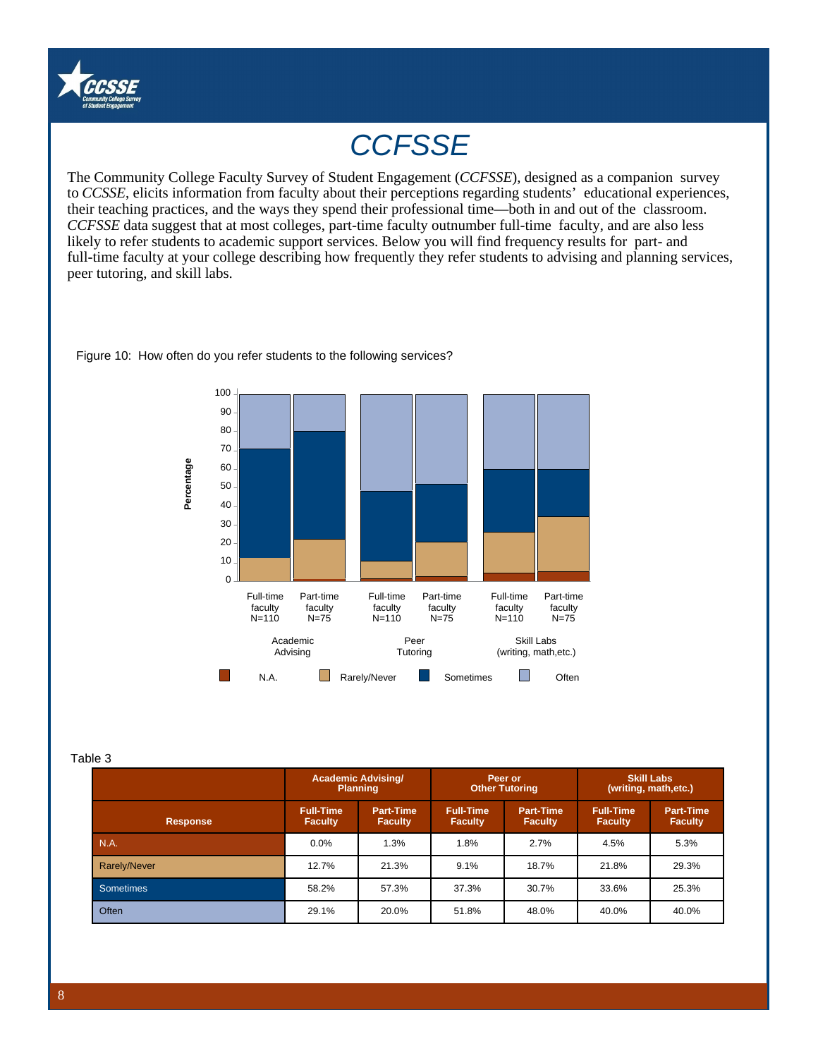# CCFSSE

The Community College Faculty Survey of Student Engagement (*CCFSSE*), designed as a companion survey to *CCSSE*, elicits information from faculty about their perceptions regarding students' educational experiences, their teaching practices, and the ways they spend their professional time—both in and out of the classroom. *CCFSSE* data suggest that at most colleges, part-time faculty outnumber full-time faculty, and are also less likely to refer students to academic support services. Below you will find frequency results for part- and full-time faculty at your college describing how frequently they refer students to advising and planning services, peer tutoring, and skill labs.

Figure 10: How often do you refer students to the following services?

Percentage

100
90
80
70
60
50
40
30
20
10
0

Full-time faculty N=110
Part-time faculty N=75
Full-time faculty N=110
Part-time faculty N=75
Full-time faculty N=110
Part-time faculty N=75

Academic Advising
Peer Tutoring
Skill Labs (writing, math,etc.)

N.A.
Rarely/Never
Sometimes
Often

Table 3

| Response | Academic Advising/ Planning | | Peer or Other Tutoring | | Skill Labs (writing, math,etc.) | |
|---|---|---|---|---|---|---|
| | Full-Time Faculty | Part-Time Faculty | Full-Time Faculty | Part-Time Faculty | Full-Time Faculty | Part-Time Faculty |
| N.A. | 0.0% | 1.3% | 1.8% | 2.7% | 4.5% | 5.3% |
| Rarely/Never | 12.7% | 21.3% | 9.1% | 18.7% | 21.8% | 29.3% |
| Sometimes | 58.2% | 57.3% | 37.3% | 30.7% | 33.6% | 25.3% |
| Often | 29.1% | 20.0% | 51.8% | 48.0% | 40.0% | 40.0% |